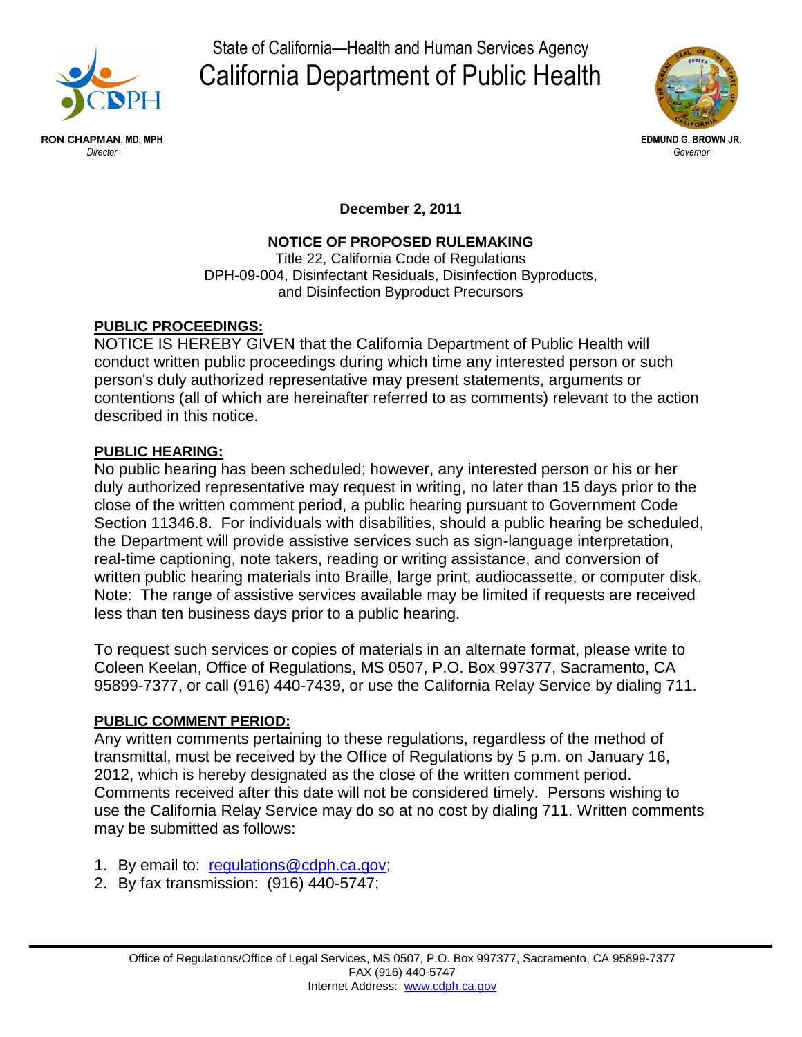State of California—Health and Human Services Agency

# California Department of Public Health

**RON CHAPMAN, MD, MPH**
*Director*

**EDMUND G. BROWN JR.**
*Governor*

**December 2, 2011**

**NOTICE OF PROPOSED RULEMAKING**

Title 22, California Code of Regulations
DPH-09-004, Disinfectant Residuals, Disinfection Byproducts, and Disinfection Byproduct Precursors

**PUBLIC PROCEEDINGS:**

NOTICE IS HEREBY GIVEN that the California Department of Public Health will conduct written public proceedings during which time any interested person or such person's duly authorized representative may present statements, arguments or contentions (all of which are hereinafter referred to as comments) relevant to the action described in this notice.

**PUBLIC HEARING:**

No public hearing has been scheduled; however, any interested person or his or her duly authorized representative may request in writing, no later than 15 days prior to the close of the written comment period, a public hearing pursuant to Government Code Section 11346.8. For individuals with disabilities, should a public hearing be scheduled, the Department will provide assistive services such as sign-language interpretation, real-time captioning, note takers, reading or writing assistance, and conversion of written public hearing materials into Braille, large print, audiocassette, or computer disk. Note: The range of assistive services available may be limited if requests are received less than ten business days prior to a public hearing.

To request such services or copies of materials in an alternate format, please write to Coleen Keelan, Office of Regulations, MS 0507, P.O. Box 997377, Sacramento, CA 95899-7377, or call (916) 440-7439, or use the California Relay Service by dialing 711.

**PUBLIC COMMENT PERIOD:**

Any written comments pertaining to these regulations, regardless of the method of transmittal, must be received by the Office of Regulations by 5 p.m. on January 16, 2012, which is hereby designated as the close of the written comment period. Comments received after this date will not be considered timely. Persons wishing to use the California Relay Service may do so at no cost by dialing 711. Written comments may be submitted as follows:

1. By email to: regulations@cdph.ca.gov;
2. By fax transmission: (916) 440-5747;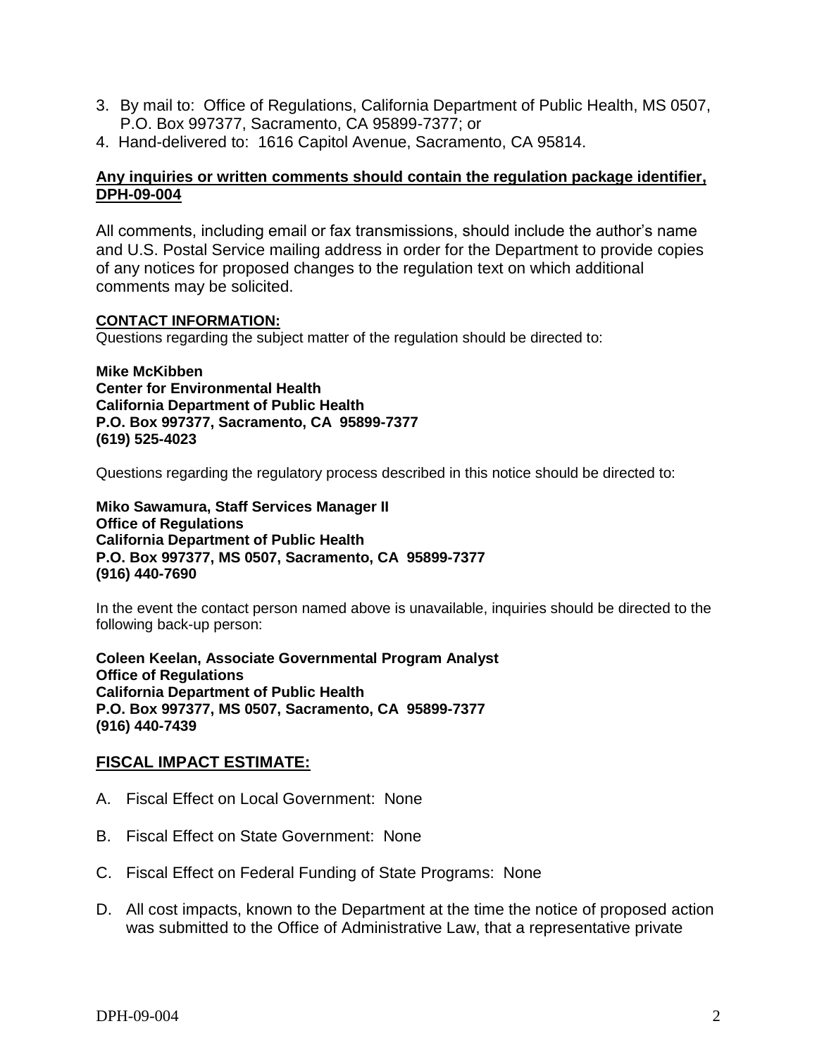3. By mail to: Office of Regulations, California Department of Public Health, MS 0507, P.O. Box 997377, Sacramento, CA 95899-7377; or
4. Hand-delivered to: 1616 Capitol Avenue, Sacramento, CA 95814.

**Any inquiries or written comments should contain the regulation package identifier, DPH-09-004**

All comments, including email or fax transmissions, should include the author's name and U.S. Postal Service mailing address in order for the Department to provide copies of any notices for proposed changes to the regulation text on which additional comments may be solicited.

**CONTACT INFORMATION:**

Questions regarding the subject matter of the regulation should be directed to:

**Mike McKibben**
**Center for Environmental Health**
**California Department of Public Health**
**P.O. Box 997377, Sacramento, CA 95899-7377**
**(619) 525-4023**

Questions regarding the regulatory process described in this notice should be directed to:

**Miko Sawamura, Staff Services Manager II**
**Office of Regulations**
**California Department of Public Health**
**P.O. Box 997377, MS 0507, Sacramento, CA 95899-7377**
**(916) 440-7690**

In the event the contact person named above is unavailable, inquiries should be directed to the following back-up person:

**Coleen Keelan, Associate Governmental Program Analyst**
**Office of Regulations**
**California Department of Public Health**
**P.O. Box 997377, MS 0507, Sacramento, CA 95899-7377**
**(916) 440-7439**

## FISCAL IMPACT ESTIMATE:

A. Fiscal Effect on Local Government: None

B. Fiscal Effect on State Government: None

C. Fiscal Effect on Federal Funding of State Programs: None

D. All cost impacts, known to the Department at the time the notice of proposed action was submitted to the Office of Administrative Law, that a representative private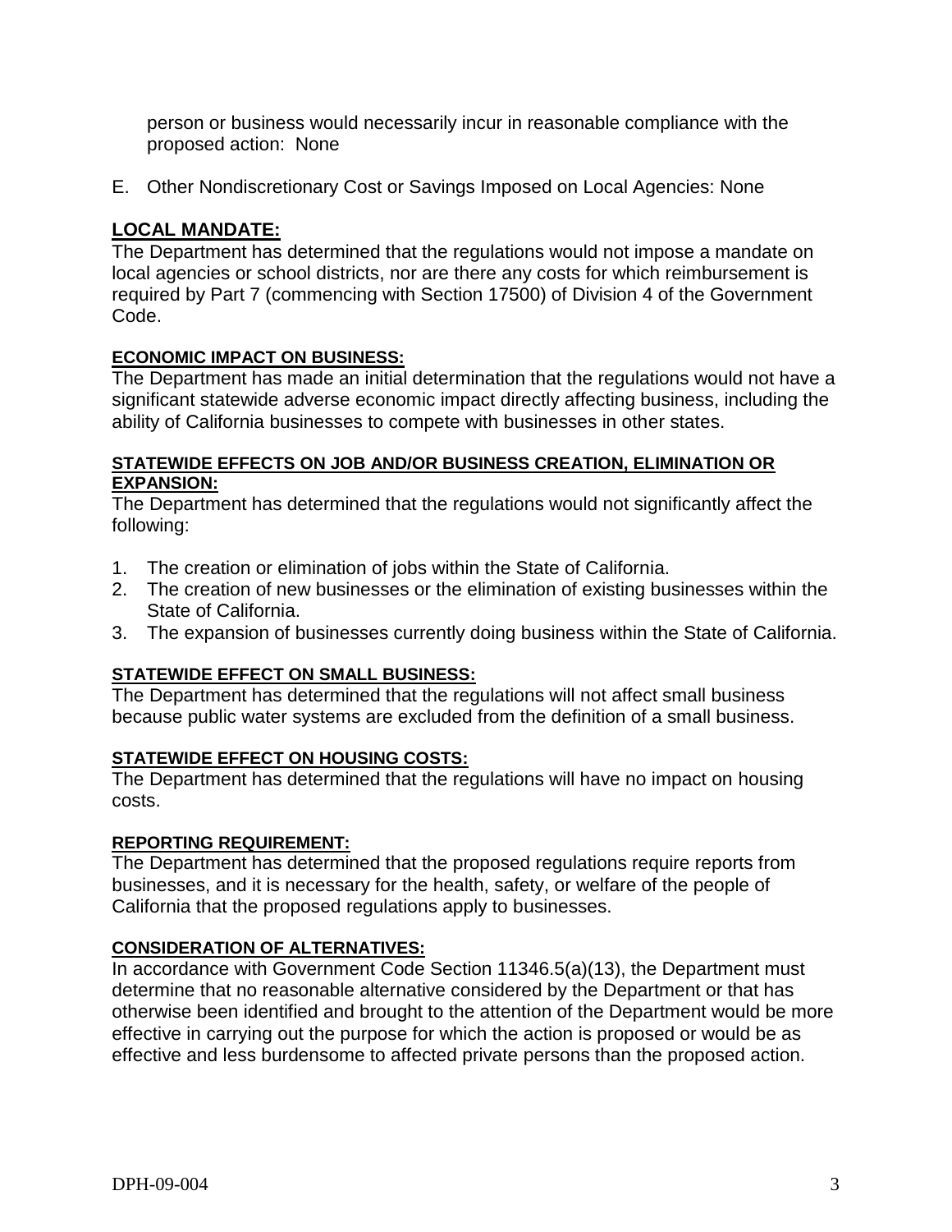person or business would necessarily incur in reasonable compliance with the proposed action: None

E. Other Nondiscretionary Cost or Savings Imposed on Local Agencies: None

## LOCAL MANDATE:

The Department has determined that the regulations would not impose a mandate on local agencies or school districts, nor are there any costs for which reimbursement is required by Part 7 (commencing with Section 17500) of Division 4 of the Government Code.

### ECONOMIC IMPACT ON BUSINESS:

The Department has made an initial determination that the regulations would not have a significant statewide adverse economic impact directly affecting business, including the ability of California businesses to compete with businesses in other states.

### STATEWIDE EFFECTS ON JOB AND/OR BUSINESS CREATION, ELIMINATION OR EXPANSION:

The Department has determined that the regulations would not significantly affect the following:

1. The creation or elimination of jobs within the State of California.
2. The creation of new businesses or the elimination of existing businesses within the State of California.
3. The expansion of businesses currently doing business within the State of California.

### STATEWIDE EFFECT ON SMALL BUSINESS:

The Department has determined that the regulations will not affect small business because public water systems are excluded from the definition of a small business.

### STATEWIDE EFFECT ON HOUSING COSTS:

The Department has determined that the regulations will have no impact on housing costs.

### REPORTING REQUIREMENT:

The Department has determined that the proposed regulations require reports from businesses, and it is necessary for the health, safety, or welfare of the people of California that the proposed regulations apply to businesses.

### CONSIDERATION OF ALTERNATIVES:

In accordance with Government Code Section 11346.5(a)(13), the Department must determine that no reasonable alternative considered by the Department or that has otherwise been identified and brought to the attention of the Department would be more effective in carrying out the purpose for which the action is proposed or would be as effective and less burdensome to affected private persons than the proposed action.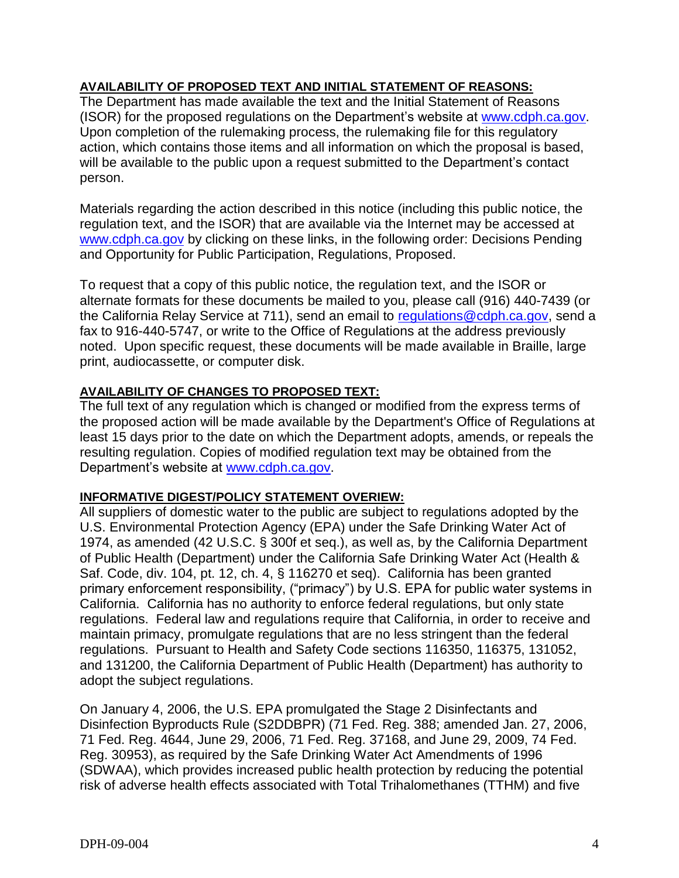**AVAILABILITY OF PROPOSED TEXT AND INITIAL STATEMENT OF REASONS:**
The Department has made available the text and the Initial Statement of Reasons (ISOR) for the proposed regulations on the Department's website at www.cdph.ca.gov. Upon completion of the rulemaking process, the rulemaking file for this regulatory action, which contains those items and all information on which the proposal is based, will be available to the public upon a request submitted to the Department's contact person.

Materials regarding the action described in this notice (including this public notice, the regulation text, and the ISOR) that are available via the Internet may be accessed at www.cdph.ca.gov by clicking on these links, in the following order: Decisions Pending and Opportunity for Public Participation, Regulations, Proposed.

To request that a copy of this public notice, the regulation text, and the ISOR or alternate formats for these documents be mailed to you, please call (916) 440-7439 (or the California Relay Service at 711), send an email to regulations@cdph.ca.gov, send a fax to 916-440-5747, or write to the Office of Regulations at the address previously noted. Upon specific request, these documents will be made available in Braille, large print, audiocassette, or computer disk.

**AVAILABILITY OF CHANGES TO PROPOSED TEXT:**
The full text of any regulation which is changed or modified from the express terms of the proposed action will be made available by the Department's Office of Regulations at least 15 days prior to the date on which the Department adopts, amends, or repeals the resulting regulation. Copies of modified regulation text may be obtained from the Department's website at www.cdph.ca.gov.

**INFORMATIVE DIGEST/POLICY STATEMENT OVEREIW:**
All suppliers of domestic water to the public are subject to regulations adopted by the U.S. Environmental Protection Agency (EPA) under the Safe Drinking Water Act of 1974, as amended (42 U.S.C. § 300f et seq.), as well as, by the California Department of Public Health (Department) under the California Safe Drinking Water Act (Health & Saf. Code, div. 104, pt. 12, ch. 4, § 116270 et seq). California has been granted primary enforcement responsibility, ("primacy") by U.S. EPA for public water systems in California. California has no authority to enforce federal regulations, but only state regulations. Federal law and regulations require that California, in order to receive and maintain primacy, promulgate regulations that are no less stringent than the federal regulations. Pursuant to Health and Safety Code sections 116350, 116375, 131052, and 131200, the California Department of Public Health (Department) has authority to adopt the subject regulations.

On January 4, 2006, the U.S. EPA promulgated the Stage 2 Disinfectants and Disinfection Byproducts Rule (S2DDBPR) (71 Fed. Reg. 388; amended Jan. 27, 2006, 71 Fed. Reg. 4644, June 29, 2006, 71 Fed. Reg. 37168, and June 29, 2009, 74 Fed. Reg. 30953), as required by the Safe Drinking Water Act Amendments of 1996 (SDWAA), which provides increased public health protection by reducing the potential risk of adverse health effects associated with Total Trihalomethanes (TTHM) and five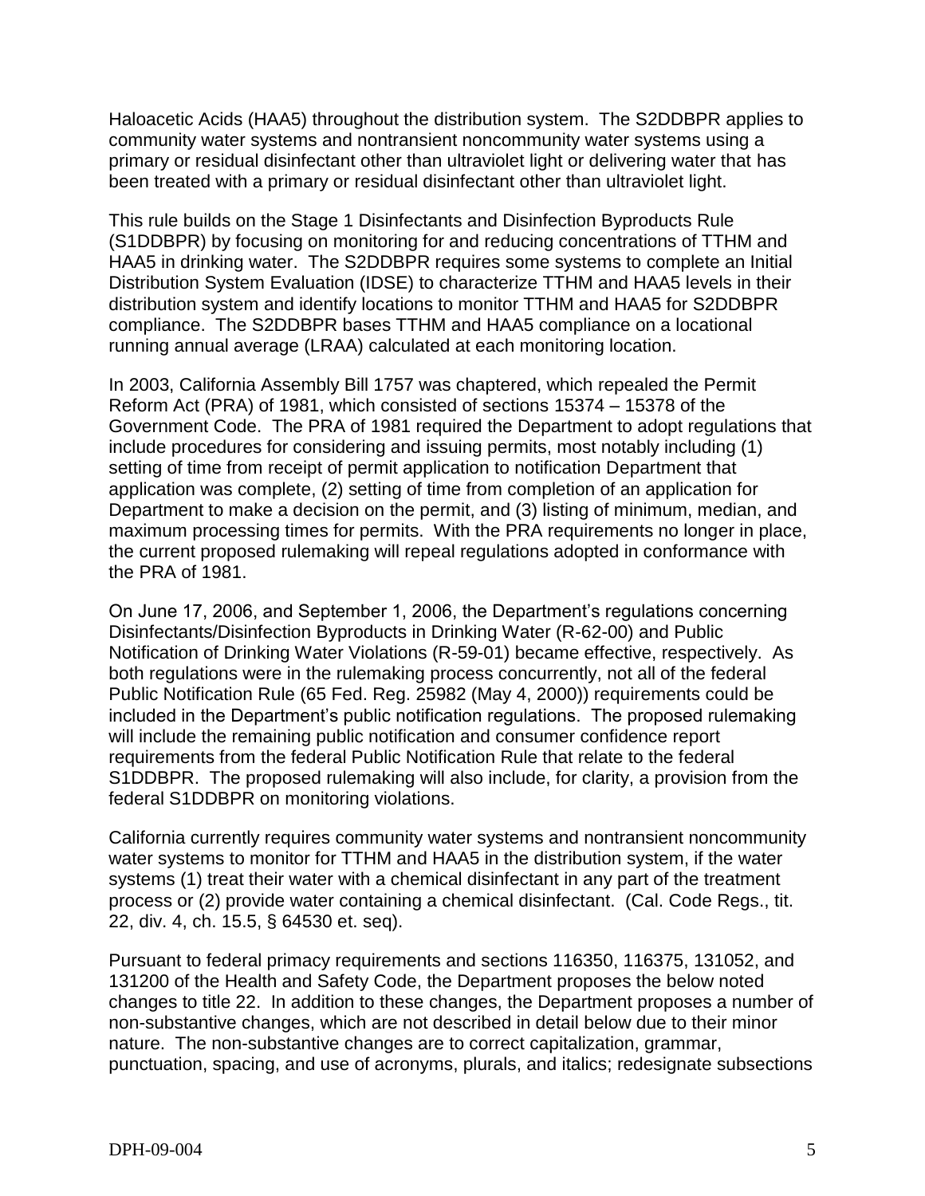Haloacetic Acids (HAA5) throughout the distribution system. The S2DDBPR applies to community water systems and nontransient noncommunity water systems using a primary or residual disinfectant other than ultraviolet light or delivering water that has been treated with a primary or residual disinfectant other than ultraviolet light.

This rule builds on the Stage 1 Disinfectants and Disinfection Byproducts Rule (S1DDBPR) by focusing on monitoring for and reducing concentrations of TTHM and HAA5 in drinking water. The S2DDBPR requires some systems to complete an Initial Distribution System Evaluation (IDSE) to characterize TTHM and HAA5 levels in their distribution system and identify locations to monitor TTHM and HAA5 for S2DDBPR compliance. The S2DDBPR bases TTHM and HAA5 compliance on a locational running annual average (LRAA) calculated at each monitoring location.

In 2003, California Assembly Bill 1757 was chaptered, which repealed the Permit Reform Act (PRA) of 1981, which consisted of sections 15374 – 15378 of the Government Code. The PRA of 1981 required the Department to adopt regulations that include procedures for considering and issuing permits, most notably including (1) setting of time from receipt of permit application to notification Department that application was complete, (2) setting of time from completion of an application for Department to make a decision on the permit, and (3) listing of minimum, median, and maximum processing times for permits. With the PRA requirements no longer in place, the current proposed rulemaking will repeal regulations adopted in conformance with the PRA of 1981.

On June 17, 2006, and September 1, 2006, the Department's regulations concerning Disinfectants/Disinfection Byproducts in Drinking Water (R-62-00) and Public Notification of Drinking Water Violations (R-59-01) became effective, respectively. As both regulations were in the rulemaking process concurrently, not all of the federal Public Notification Rule (65 Fed. Reg. 25982 (May 4, 2000)) requirements could be included in the Department's public notification regulations. The proposed rulemaking will include the remaining public notification and consumer confidence report requirements from the federal Public Notification Rule that relate to the federal S1DDBPR. The proposed rulemaking will also include, for clarity, a provision from the federal S1DDBPR on monitoring violations.

California currently requires community water systems and nontransient noncommunity water systems to monitor for TTHM and HAA5 in the distribution system, if the water systems (1) treat their water with a chemical disinfectant in any part of the treatment process or (2) provide water containing a chemical disinfectant. (Cal. Code Regs., tit. 22, div. 4, ch. 15.5, § 64530 et. seq).

Pursuant to federal primacy requirements and sections 116350, 116375, 131052, and 131200 of the Health and Safety Code, the Department proposes the below noted changes to title 22. In addition to these changes, the Department proposes a number of non-substantive changes, which are not described in detail below due to their minor nature. The non-substantive changes are to correct capitalization, grammar, punctuation, spacing, and use of acronyms, plurals, and italics; redesignate subsections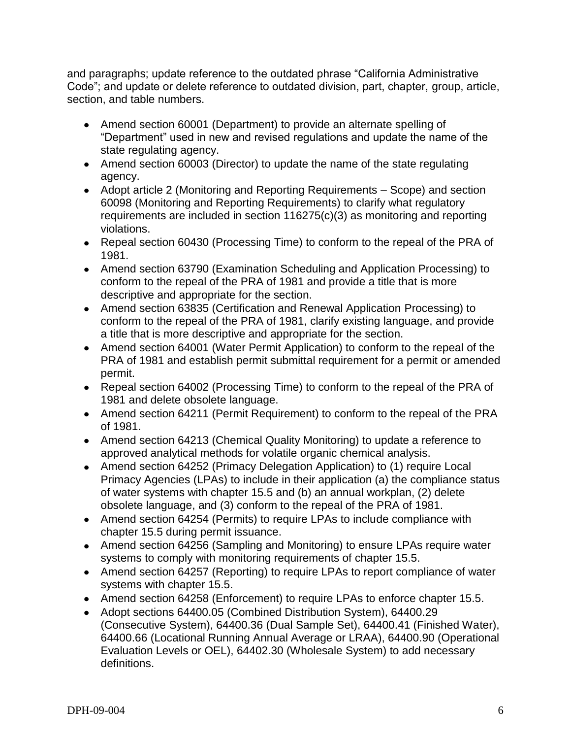and paragraphs; update reference to the outdated phrase “California Administrative Code”; and update or delete reference to outdated division, part, chapter, group, article, section, and table numbers.

- Amend section 60001 (Department) to provide an alternate spelling of “Department” used in new and revised regulations and update the name of the state regulating agency.
- Amend section 60003 (Director) to update the name of the state regulating agency.
- Adopt article 2 (Monitoring and Reporting Requirements – Scope) and section 60098 (Monitoring and Reporting Requirements) to clarify what regulatory requirements are included in section 116275(c)(3) as monitoring and reporting violations.
- Repeal section 60430 (Processing Time) to conform to the repeal of the PRA of 1981.
- Amend section 63790 (Examination Scheduling and Application Processing) to conform to the repeal of the PRA of 1981 and provide a title that is more descriptive and appropriate for the section.
- Amend section 63835 (Certification and Renewal Application Processing) to conform to the repeal of the PRA of 1981, clarify existing language, and provide a title that is more descriptive and appropriate for the section.
- Amend section 64001 (Water Permit Application) to conform to the repeal of the PRA of 1981 and establish permit submittal requirement for a permit or amended permit.
- Repeal section 64002 (Processing Time) to conform to the repeal of the PRA of 1981 and delete obsolete language.
- Amend section 64211 (Permit Requirement) to conform to the repeal of the PRA of 1981.
- Amend section 64213 (Chemical Quality Monitoring) to update a reference to approved analytical methods for volatile organic chemical analysis.
- Amend section 64252 (Primacy Delegation Application) to (1) require Local Primacy Agencies (LPAs) to include in their application (a) the compliance status of water systems with chapter 15.5 and (b) an annual workplan, (2) delete obsolete language, and (3) conform to the repeal of the PRA of 1981.
- Amend section 64254 (Permits) to require LPAs to include compliance with chapter 15.5 during permit issuance.
- Amend section 64256 (Sampling and Monitoring) to ensure LPAs require water systems to comply with monitoring requirements of chapter 15.5.
- Amend section 64257 (Reporting) to require LPAs to report compliance of water systems with chapter 15.5.
- Amend section 64258 (Enforcement) to require LPAs to enforce chapter 15.5.
- Adopt sections 64400.05 (Combined Distribution System), 64400.29 (Consecutive System), 64400.36 (Dual Sample Set), 64400.41 (Finished Water), 64400.66 (Locational Running Annual Average or LRAA), 64400.90 (Operational Evaluation Levels or OEL), 64402.30 (Wholesale System) to add necessary definitions.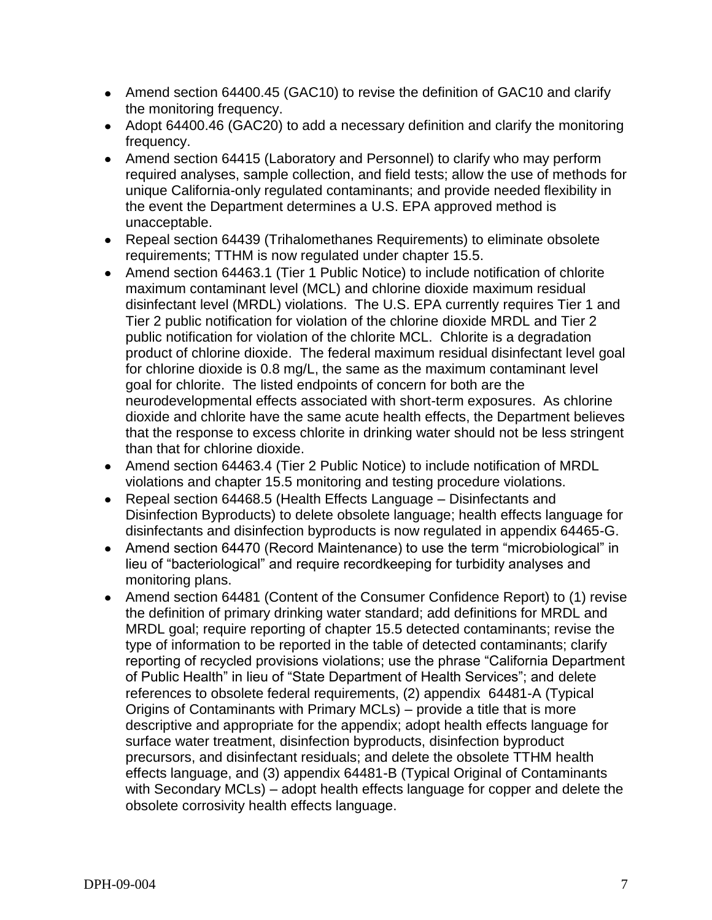- Amend section 64400.45 (GAC10) to revise the definition of GAC10 and clarify the monitoring frequency.
- Adopt 64400.46 (GAC20) to add a necessary definition and clarify the monitoring frequency.
- Amend section 64415 (Laboratory and Personnel) to clarify who may perform required analyses, sample collection, and field tests; allow the use of methods for unique California-only regulated contaminants; and provide needed flexibility in the event the Department determines a U.S. EPA approved method is unacceptable.
- Repeal section 64439 (Trihalomethanes Requirements) to eliminate obsolete requirements; TTHM is now regulated under chapter 15.5.
- Amend section 64463.1 (Tier 1 Public Notice) to include notification of chlorite maximum contaminant level (MCL) and chlorine dioxide maximum residual disinfectant level (MRDL) violations. The U.S. EPA currently requires Tier 1 and Tier 2 public notification for violation of the chlorine dioxide MRDL and Tier 2 public notification for violation of the chlorite MCL. Chlorite is a degradation product of chlorine dioxide. The federal maximum residual disinfectant level goal for chlorine dioxide is 0.8 mg/L, the same as the maximum contaminant level goal for chlorite. The listed endpoints of concern for both are the neurodevelopmental effects associated with short-term exposures. As chlorine dioxide and chlorite have the same acute health effects, the Department believes that the response to excess chlorite in drinking water should not be less stringent than that for chlorine dioxide.
- Amend section 64463.4 (Tier 2 Public Notice) to include notification of MRDL violations and chapter 15.5 monitoring and testing procedure violations.
- Repeal section 64468.5 (Health Effects Language – Disinfectants and Disinfection Byproducts) to delete obsolete language; health effects language for disinfectants and disinfection byproducts is now regulated in appendix 64465-G.
- Amend section 64470 (Record Maintenance) to use the term "microbiological" in lieu of "bacteriological" and require recordkeeping for turbidity analyses and monitoring plans.
- Amend section 64481 (Content of the Consumer Confidence Report) to (1) revise the definition of primary drinking water standard; add definitions for MRDL and MRDL goal; require reporting of chapter 15.5 detected contaminants; revise the type of information to be reported in the table of detected contaminants; clarify reporting of recycled provisions violations; use the phrase "California Department of Public Health" in lieu of "State Department of Health Services"; and delete references to obsolete federal requirements, (2) appendix 64481-A (Typical Origins of Contaminants with Primary MCLs) – provide a title that is more descriptive and appropriate for the appendix; adopt health effects language for surface water treatment, disinfection byproducts, disinfection byproduct precursors, and disinfectant residuals; and delete the obsolete TTHM health effects language, and (3) appendix 64481-B (Typical Original of Contaminants with Secondary MCLs) – adopt health effects language for copper and delete the obsolete corrosivity health effects language.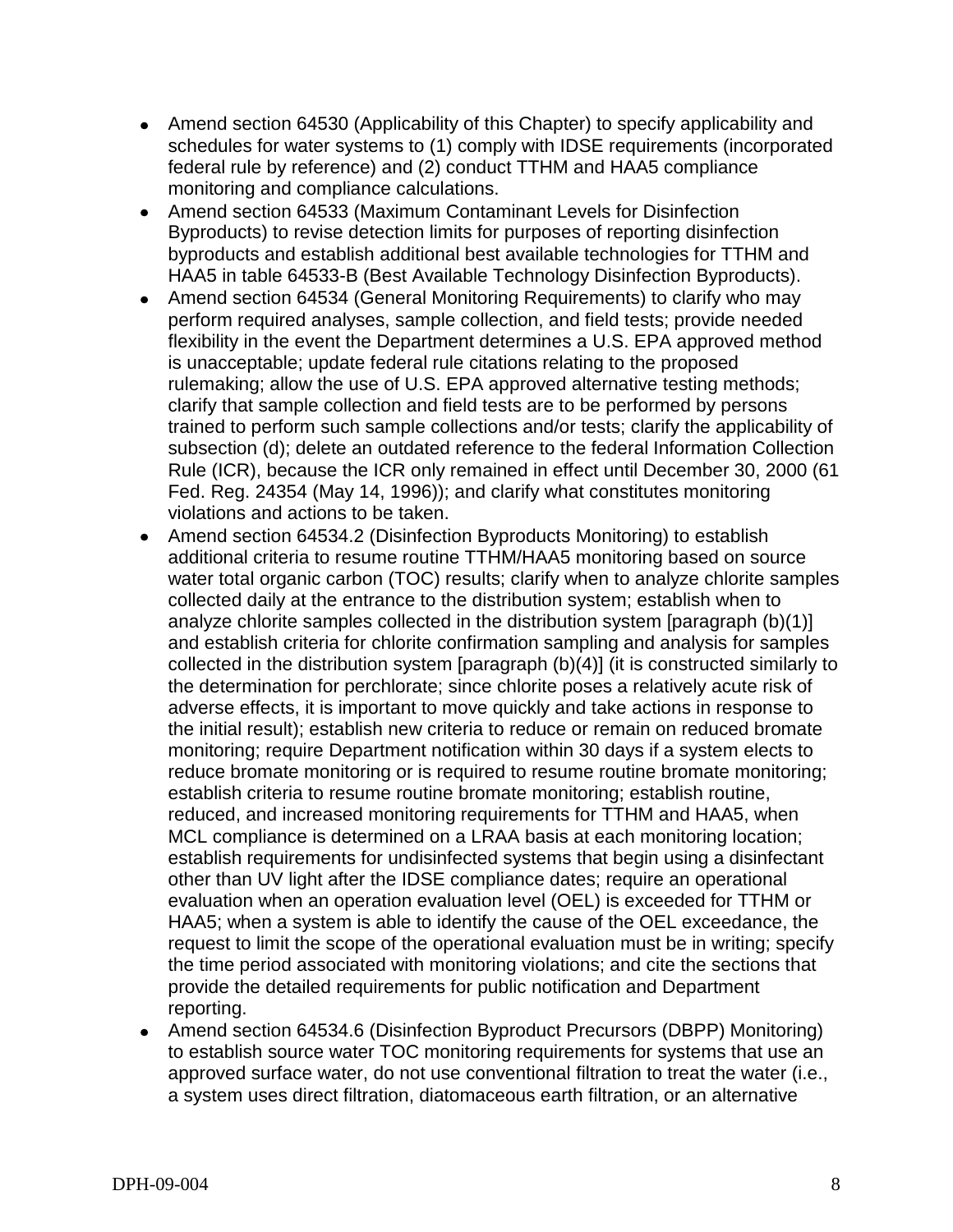- Amend section 64530 (Applicability of this Chapter) to specify applicability and schedules for water systems to (1) comply with IDSE requirements (incorporated federal rule by reference) and (2) conduct TTHM and HAA5 compliance monitoring and compliance calculations.
- Amend section 64533 (Maximum Contaminant Levels for Disinfection Byproducts) to revise detection limits for purposes of reporting disinfection byproducts and establish additional best available technologies for TTHM and HAA5 in table 64533-B (Best Available Technology Disinfection Byproducts).
- Amend section 64534 (General Monitoring Requirements) to clarify who may perform required analyses, sample collection, and field tests; provide needed flexibility in the event the Department determines a U.S. EPA approved method is unacceptable; update federal rule citations relating to the proposed rulemaking; allow the use of U.S. EPA approved alternative testing methods; clarify that sample collection and field tests are to be performed by persons trained to perform such sample collections and/or tests; clarify the applicability of subsection (d); delete an outdated reference to the federal Information Collection Rule (ICR), because the ICR only remained in effect until December 30, 2000 (61 Fed. Reg. 24354 (May 14, 1996)); and clarify what constitutes monitoring violations and actions to be taken.
- Amend section 64534.2 (Disinfection Byproducts Monitoring) to establish additional criteria to resume routine TTHM/HAA5 monitoring based on source water total organic carbon (TOC) results; clarify when to analyze chlorite samples collected daily at the entrance to the distribution system; establish when to analyze chlorite samples collected in the distribution system [paragraph (b)(1)] and establish criteria for chlorite confirmation sampling and analysis for samples collected in the distribution system [paragraph (b)(4)] (it is constructed similarly to the determination for perchlorate; since chlorite poses a relatively acute risk of adverse effects, it is important to move quickly and take actions in response to the initial result); establish new criteria to reduce or remain on reduced bromate monitoring; require Department notification within 30 days if a system elects to reduce bromate monitoring or is required to resume routine bromate monitoring; establish criteria to resume routine bromate monitoring; establish routine, reduced, and increased monitoring requirements for TTHM and HAA5, when MCL compliance is determined on a LRAA basis at each monitoring location; establish requirements for undisinfected systems that begin using a disinfectant other than UV light after the IDSE compliance dates; require an operational evaluation when an operation evaluation level (OEL) is exceeded for TTHM or HAA5; when a system is able to identify the cause of the OEL exceedance, the request to limit the scope of the operational evaluation must be in writing; specify the time period associated with monitoring violations; and cite the sections that provide the detailed requirements for public notification and Department reporting.
- Amend section 64534.6 (Disinfection Byproduct Precursors (DBPP) Monitoring) to establish source water TOC monitoring requirements for systems that use an approved surface water, do not use conventional filtration to treat the water (i.e., a system uses direct filtration, diatomaceous earth filtration, or an alternative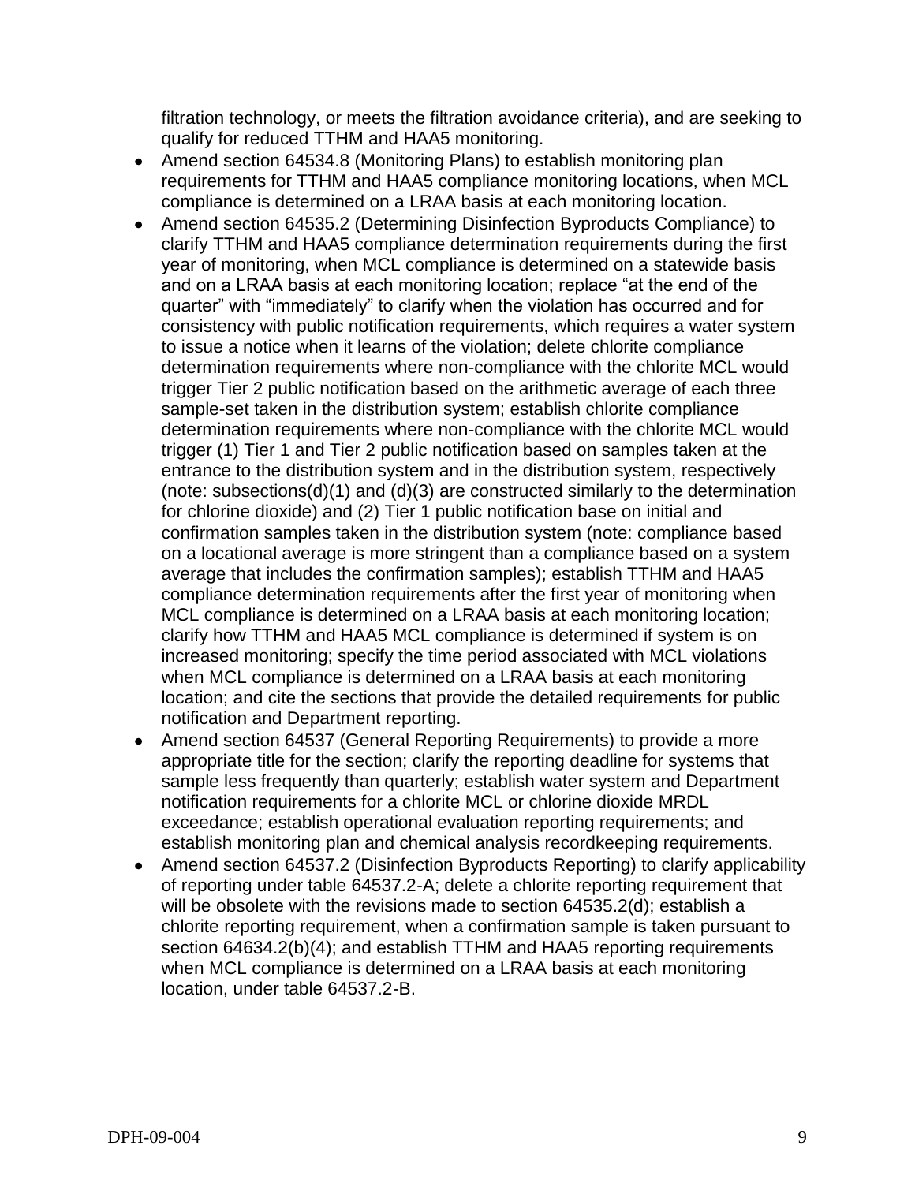filtration technology, or meets the filtration avoidance criteria), and are seeking to qualify for reduced TTHM and HAA5 monitoring.

- Amend section 64534.8 (Monitoring Plans) to establish monitoring plan requirements for TTHM and HAA5 compliance monitoring locations, when MCL compliance is determined on a LRAA basis at each monitoring location.
- Amend section 64535.2 (Determining Disinfection Byproducts Compliance) to clarify TTHM and HAA5 compliance determination requirements during the first year of monitoring, when MCL compliance is determined on a statewide basis and on a LRAA basis at each monitoring location; replace "at the end of the quarter" with "immediately" to clarify when the violation has occurred and for consistency with public notification requirements, which requires a water system to issue a notice when it learns of the violation; delete chlorite compliance determination requirements where non-compliance with the chlorite MCL would trigger Tier 2 public notification based on the arithmetic average of each three sample-set taken in the distribution system; establish chlorite compliance determination requirements where non-compliance with the chlorite MCL would trigger (1) Tier 1 and Tier 2 public notification based on samples taken at the entrance to the distribution system and in the distribution system, respectively (note: subsections(d)(1) and (d)(3) are constructed similarly to the determination for chlorine dioxide) and (2) Tier 1 public notification base on initial and confirmation samples taken in the distribution system (note: compliance based on a locational average is more stringent than a compliance based on a system average that includes the confirmation samples); establish TTHM and HAA5 compliance determination requirements after the first year of monitoring when MCL compliance is determined on a LRAA basis at each monitoring location; clarify how TTHM and HAA5 MCL compliance is determined if system is on increased monitoring; specify the time period associated with MCL violations when MCL compliance is determined on a LRAA basis at each monitoring location; and cite the sections that provide the detailed requirements for public notification and Department reporting.
- Amend section 64537 (General Reporting Requirements) to provide a more appropriate title for the section; clarify the reporting deadline for systems that sample less frequently than quarterly; establish water system and Department notification requirements for a chlorite MCL or chlorine dioxide MRDL exceedance; establish operational evaluation reporting requirements; and establish monitoring plan and chemical analysis recordkeeping requirements.
- Amend section 64537.2 (Disinfection Byproducts Reporting) to clarify applicability of reporting under table 64537.2-A; delete a chlorite reporting requirement that will be obsolete with the revisions made to section 64535.2(d); establish a chlorite reporting requirement, when a confirmation sample is taken pursuant to section 64634.2(b)(4); and establish TTHM and HAA5 reporting requirements when MCL compliance is determined on a LRAA basis at each monitoring location, under table 64537.2-B.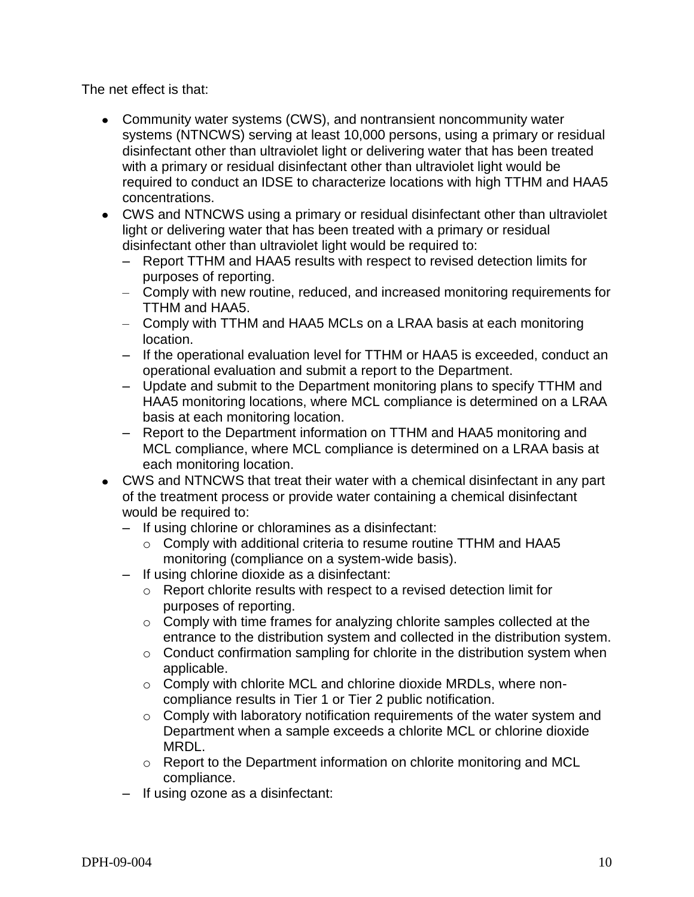The net effect is that:

- Community water systems (CWS), and nontransient noncommunity water systems (NTNCWS) serving at least 10,000 persons, using a primary or residual disinfectant other than ultraviolet light or delivering water that has been treated with a primary or residual disinfectant other than ultraviolet light would be required to conduct an IDSE to characterize locations with high TTHM and HAA5 concentrations.
- CWS and NTNCWS using a primary or residual disinfectant other than ultraviolet light or delivering water that has been treated with a primary or residual disinfectant other than ultraviolet light would be required to:
  - Report TTHM and HAA5 results with respect to revised detection limits for purposes of reporting.
  - Comply with new routine, reduced, and increased monitoring requirements for TTHM and HAA5.
  - Comply with TTHM and HAA5 MCLs on a LRAA basis at each monitoring location.
  - If the operational evaluation level for TTHM or HAA5 is exceeded, conduct an operational evaluation and submit a report to the Department.
  - Update and submit to the Department monitoring plans to specify TTHM and HAA5 monitoring locations, where MCL compliance is determined on a LRAA basis at each monitoring location.
  - Report to the Department information on TTHM and HAA5 monitoring and MCL compliance, where MCL compliance is determined on a LRAA basis at each monitoring location.
- CWS and NTNCWS that treat their water with a chemical disinfectant in any part of the treatment process or provide water containing a chemical disinfectant would be required to:
  - If using chlorine or chloramines as a disinfectant:
    - Comply with additional criteria to resume routine TTHM and HAA5 monitoring (compliance on a system-wide basis).
  - If using chlorine dioxide as a disinfectant:
    - Report chlorite results with respect to a revised detection limit for purposes of reporting.
    - Comply with time frames for analyzing chlorite samples collected at the entrance to the distribution system and collected in the distribution system.
    - Conduct confirmation sampling for chlorite in the distribution system when applicable.
    - Comply with chlorite MCL and chlorine dioxide MRDLs, where non-compliance results in Tier 1 or Tier 2 public notification.
    - Comply with laboratory notification requirements of the water system and Department when a sample exceeds a chlorite MCL or chlorine dioxide MRDL.
    - Report to the Department information on chlorite monitoring and MCL compliance.
  - If using ozone as a disinfectant: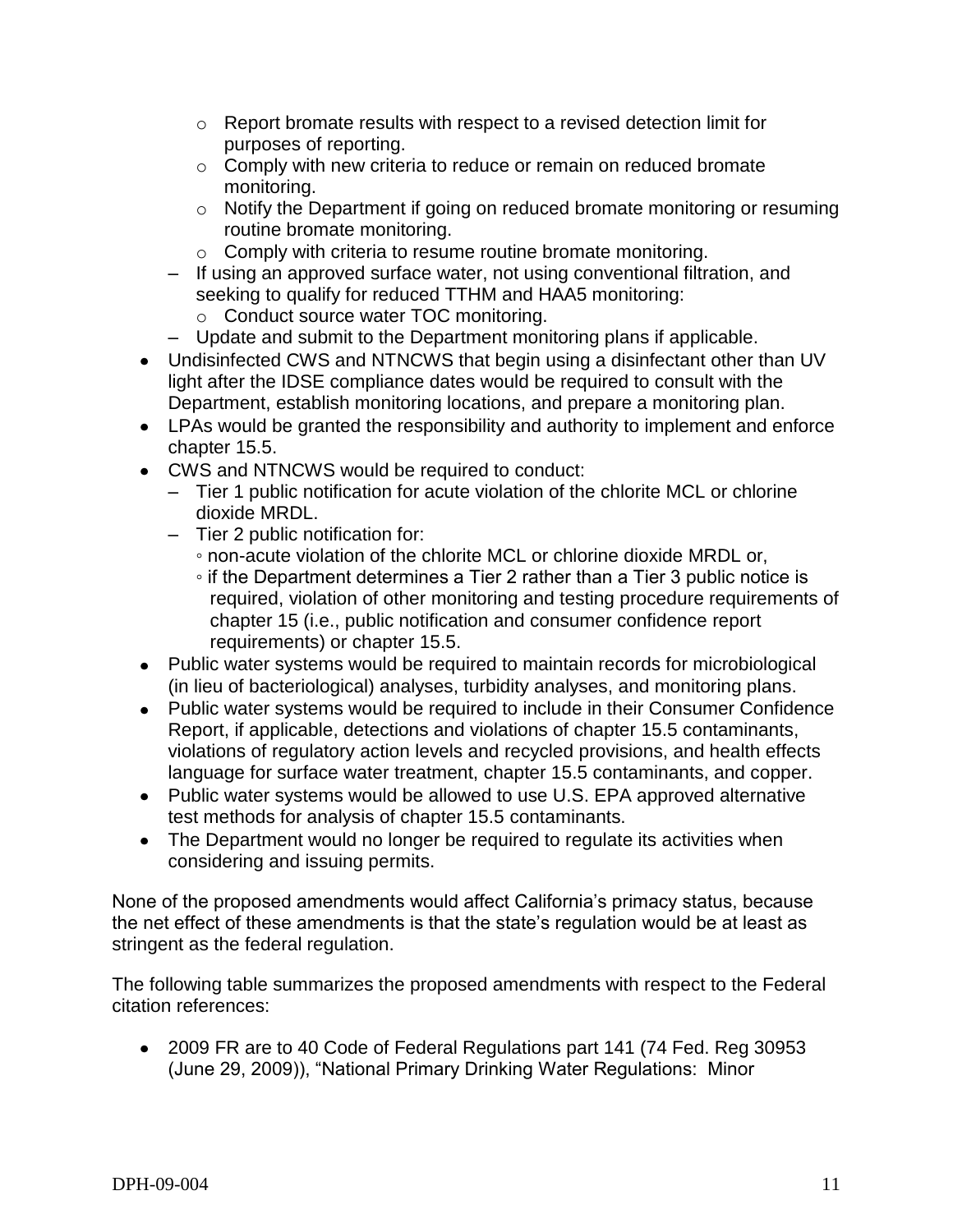- Report bromate results with respect to a revised detection limit for purposes of reporting.
    - Comply with new criteria to reduce or remain on reduced bromate monitoring.
    - Notify the Department if going on reduced bromate monitoring or resuming routine bromate monitoring.
    - Comply with criteria to resume routine bromate monitoring.
  - If using an approved surface water, not using conventional filtration, and seeking to qualify for reduced TTHM and HAA5 monitoring:
    - Conduct source water TOC monitoring.
  - Update and submit to the Department monitoring plans if applicable.
- Undisinfected CWS and NTNCWS that begin using a disinfectant other than UV light after the IDSE compliance dates would be required to consult with the Department, establish monitoring locations, and prepare a monitoring plan.
- LPAs would be granted the responsibility and authority to implement and enforce chapter 15.5.
- CWS and NTNCWS would be required to conduct:
  - Tier 1 public notification for acute violation of the chlorite MCL or chlorine dioxide MRDL.
  - Tier 2 public notification for:
    - non-acute violation of the chlorite MCL or chlorine dioxide MRDL or,
    - if the Department determines a Tier 2 rather than a Tier 3 public notice is required, violation of other monitoring and testing procedure requirements of chapter 15 (i.e., public notification and consumer confidence report requirements) or chapter 15.5.
- Public water systems would be required to maintain records for microbiological (in lieu of bacteriological) analyses, turbidity analyses, and monitoring plans.
- Public water systems would be required to include in their Consumer Confidence Report, if applicable, detections and violations of chapter 15.5 contaminants, violations of regulatory action levels and recycled provisions, and health effects language for surface water treatment, chapter 15.5 contaminants, and copper.
- Public water systems would be allowed to use U.S. EPA approved alternative test methods for analysis of chapter 15.5 contaminants.
- The Department would no longer be required to regulate its activities when considering and issuing permits.

None of the proposed amendments would affect California's primacy status, because the net effect of these amendments is that the state's regulation would be at least as stringent as the federal regulation.

The following table summarizes the proposed amendments with respect to the Federal citation references:

- 2009 FR are to 40 Code of Federal Regulations part 141 (74 Fed. Reg 30953 (June 29, 2009)), "National Primary Drinking Water Regulations: Minor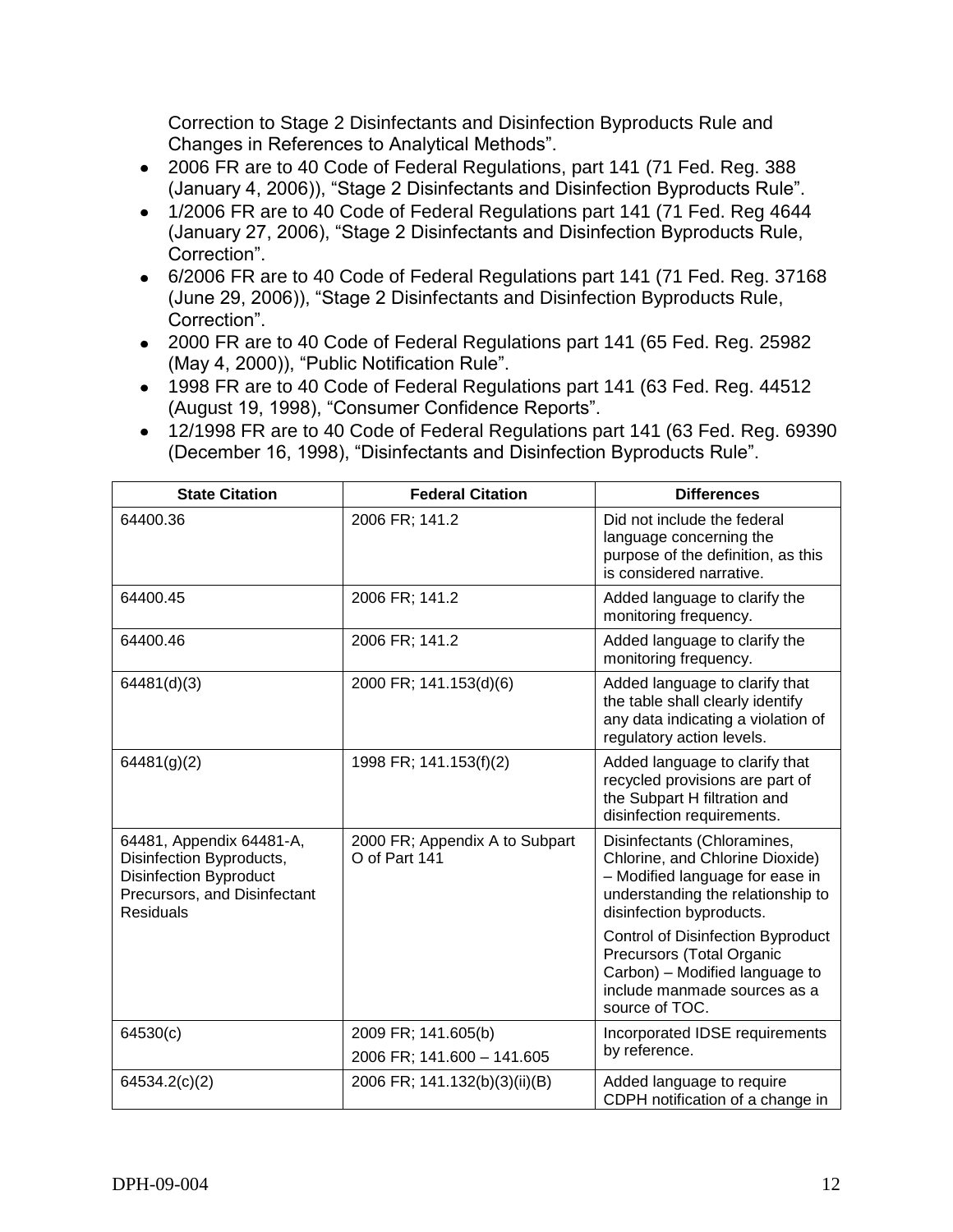Correction to Stage 2 Disinfectants and Disinfection Byproducts Rule and Changes in References to Analytical Methods".

- 2006 FR are to 40 Code of Federal Regulations, part 141 (71 Fed. Reg. 388 (January 4, 2006)), "Stage 2 Disinfectants and Disinfection Byproducts Rule".
- 1/2006 FR are to 40 Code of Federal Regulations part 141 (71 Fed. Reg 4644 (January 27, 2006), "Stage 2 Disinfectants and Disinfection Byproducts Rule, Correction".
- 6/2006 FR are to 40 Code of Federal Regulations part 141 (71 Fed. Reg. 37168 (June 29, 2006)), "Stage 2 Disinfectants and Disinfection Byproducts Rule, Correction".
- 2000 FR are to 40 Code of Federal Regulations part 141 (65 Fed. Reg. 25982 (May 4, 2000)), "Public Notification Rule".
- 1998 FR are to 40 Code of Federal Regulations part 141 (63 Fed. Reg. 44512 (August 19, 1998), "Consumer Confidence Reports".
- 12/1998 FR are to 40 Code of Federal Regulations part 141 (63 Fed. Reg. 69390 (December 16, 1998), "Disinfectants and Disinfection Byproducts Rule".

| State Citation | Federal Citation | Differences |
|---|---|---|
| 64400.36 | 2006 FR; 141.2 | Did not include the federal language concerning the purpose of the definition, as this is considered narrative. |
| 64400.45 | 2006 FR; 141.2 | Added language to clarify the monitoring frequency. |
| 64400.46 | 2006 FR; 141.2 | Added language to clarify the monitoring frequency. |
| 64481(d)(3) | 2000 FR; 141.153(d)(6) | Added language to clarify that the table shall clearly identify any data indicating a violation of regulatory action levels. |
| 64481(g)(2) | 1998 FR; 141.153(f)(2) | Added language to clarify that recycled provisions are part of the Subpart H filtration and disinfection requirements. |
| 64481, Appendix 64481-A, Disinfection Byproducts, Disinfection Byproduct Precursors, and Disinfectant Residuals | 2000 FR; Appendix A to Subpart O of Part 141 | Disinfectants (Chloramines, Chlorine, and Chlorine Dioxide) – Modified language for ease in understanding the relationship to disinfection byproducts.<br><br>Control of Disinfection Byproduct Precursors (Total Organic Carbon) – Modified language to include manmade sources as a source of TOC. |
| 64530(c) | 2009 FR; 141.605(b)<br>2006 FR; 141.600 – 141.605 | Incorporated IDSE requirements by reference. |
| 64534.2(c)(2) | 2006 FR; 141.132(b)(3)(ii)(B) | Added language to require CDPH notification of a change in |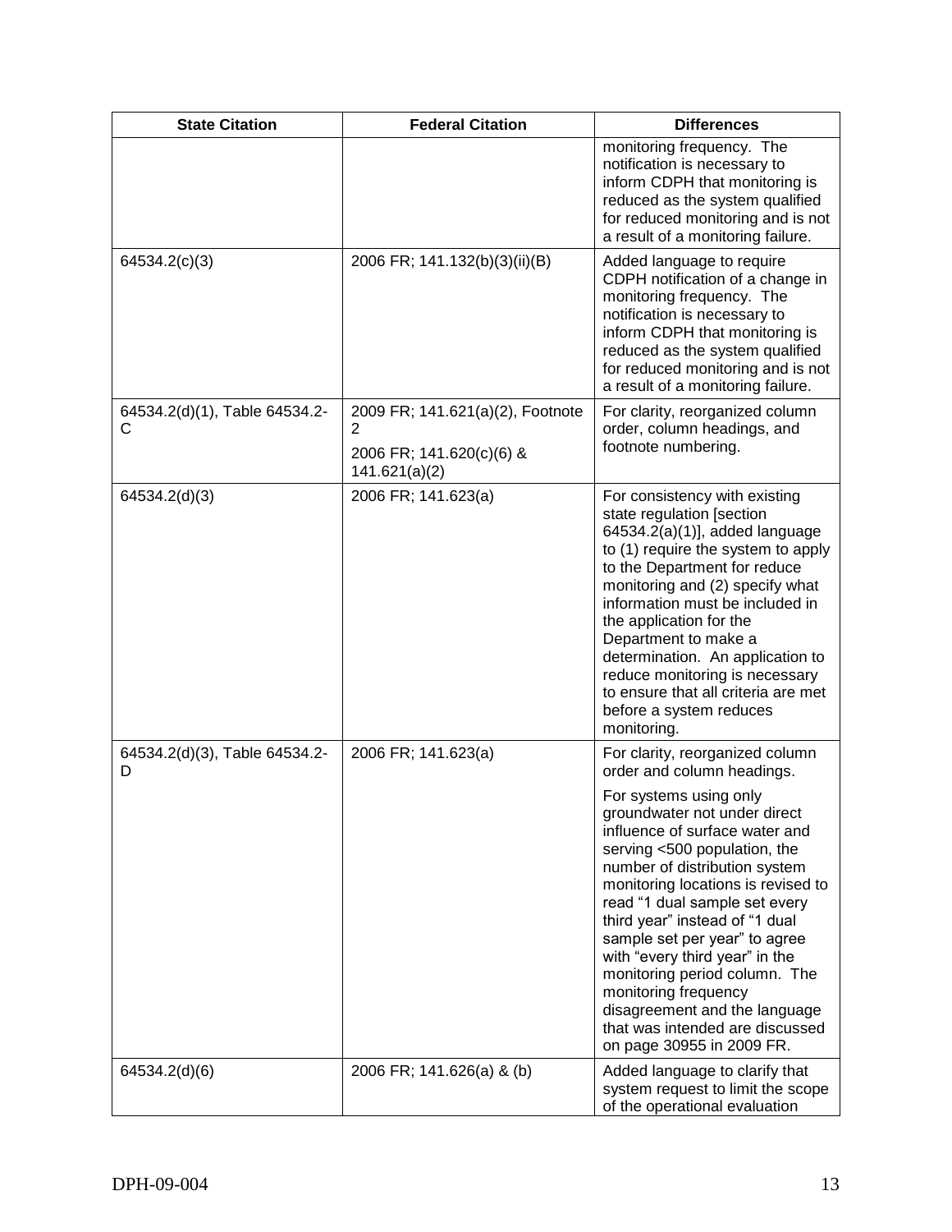| State Citation | Federal Citation | Differences |
|---|---|---|
| | | monitoring frequency. The notification is necessary to inform CDPH that monitoring is reduced as the system qualified for reduced monitoring and is not a result of a monitoring failure. |
| 64534.2(c)(3) | 2006 FR; 141.132(b)(3)(ii)(B) | Added language to require CDPH notification of a change in monitoring frequency. The notification is necessary to inform CDPH that monitoring is reduced as the system qualified for reduced monitoring and is not a result of a monitoring failure. |
| 64534.2(d)(1), Table 64534.2-C | 2009 FR; 141.621(a)(2), Footnote 2<br><br>2006 FR; 141.620(c)(6) & 141.621(a)(2) | For clarity, reorganized column order, column headings, and footnote numbering. |
| 64534.2(d)(3) | 2006 FR; 141.623(a) | For consistency with existing state regulation [section 64534.2(a)(1)], added language to (1) require the system to apply to the Department for reduce monitoring and (2) specify what information must be included in the application for the Department to make a determination. An application to reduce monitoring is necessary to ensure that all criteria are met before a system reduces monitoring. |
| 64534.2(d)(3), Table 64534.2-D | 2006 FR; 141.623(a) | For clarity, reorganized column order and column headings.<br><br>For systems using only groundwater not under direct influence of surface water and serving <500 population, the number of distribution system monitoring locations is revised to read "1 dual sample set every third year" instead of "1 dual sample set per year" to agree with "every third year" in the monitoring period column. The monitoring frequency disagreement and the language that was intended are discussed on page 30955 in 2009 FR. |
| 64534.2(d)(6) | 2006 FR; 141.626(a) & (b) | Added language to clarify that system request to limit the scope of the operational evaluation |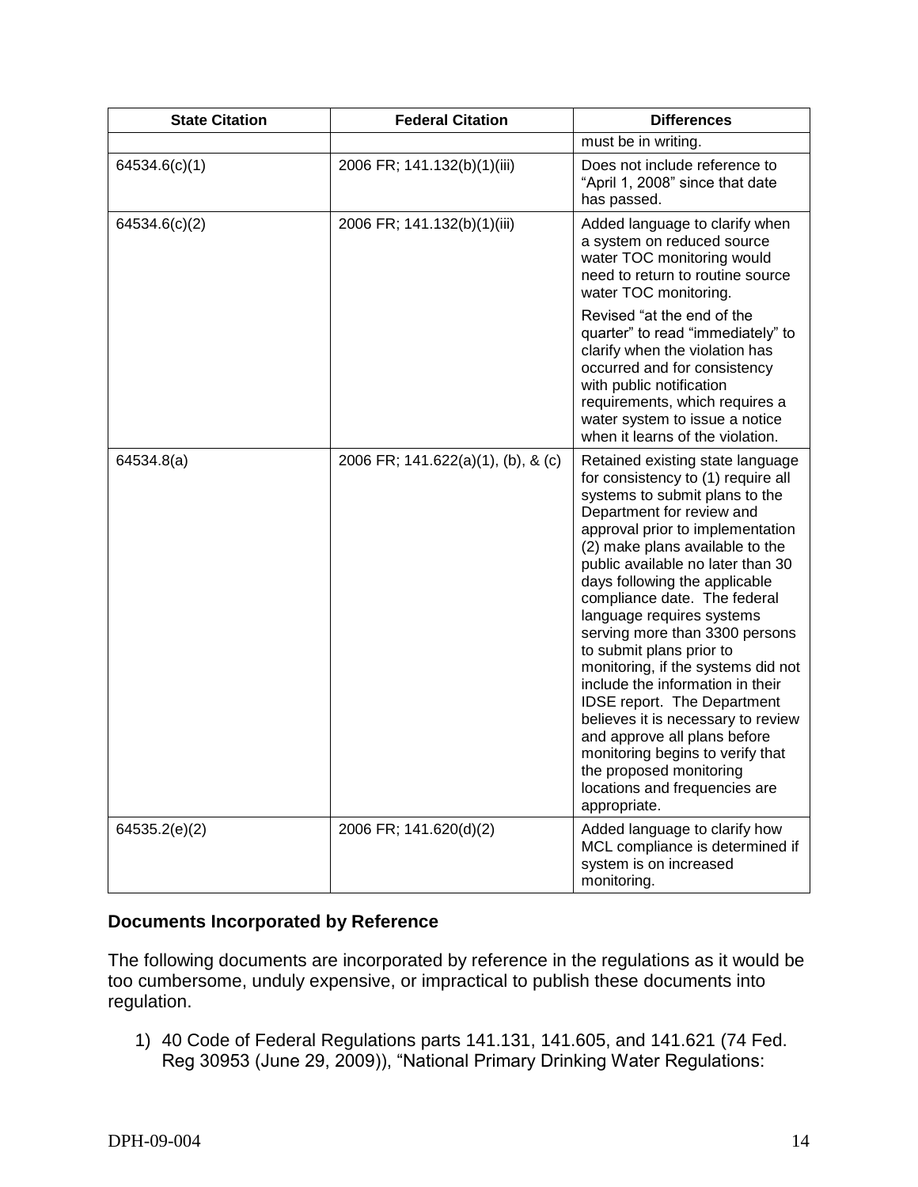| State Citation | Federal Citation | Differences |
|---|---|---|
| | | must be in writing. |
| 64534.6(c)(1) | 2006 FR; 141.132(b)(1)(iii) | Does not include reference to "April 1, 2008" since that date has passed. |
| 64534.6(c)(2) | 2006 FR; 141.132(b)(1)(iii) | Added language to clarify when a system on reduced source water TOC monitoring would need to return to routine source water TOC monitoring. Revised "at the end of the quarter" to read "immediately" to clarify when the violation has occurred and for consistency with public notification requirements, which requires a water system to issue a notice when it learns of the violation. |
| 64534.8(a) | 2006 FR; 141.622(a)(1), (b), & (c) | Retained existing state language for consistency to (1) require all systems to submit plans to the Department for review and approval prior to implementation (2) make plans available to the public available no later than 30 days following the applicable compliance date. The federal language requires systems serving more than 3300 persons to submit plans prior to monitoring, if the systems did not include the information in their IDSE report. The Department believes it is necessary to review and approve all plans before monitoring begins to verify that the proposed monitoring locations and frequencies are appropriate. |
| 64535.2(e)(2) | 2006 FR; 141.620(d)(2) | Added language to clarify how MCL compliance is determined if system is on increased monitoring. |

### Documents Incorporated by Reference

The following documents are incorporated by reference in the regulations as it would be too cumbersome, unduly expensive, or impractical to publish these documents into regulation.

1) 40 Code of Federal Regulations parts 141.131, 141.605, and 141.621 (74 Fed. Reg 30953 (June 29, 2009)), "National Primary Drinking Water Regulations: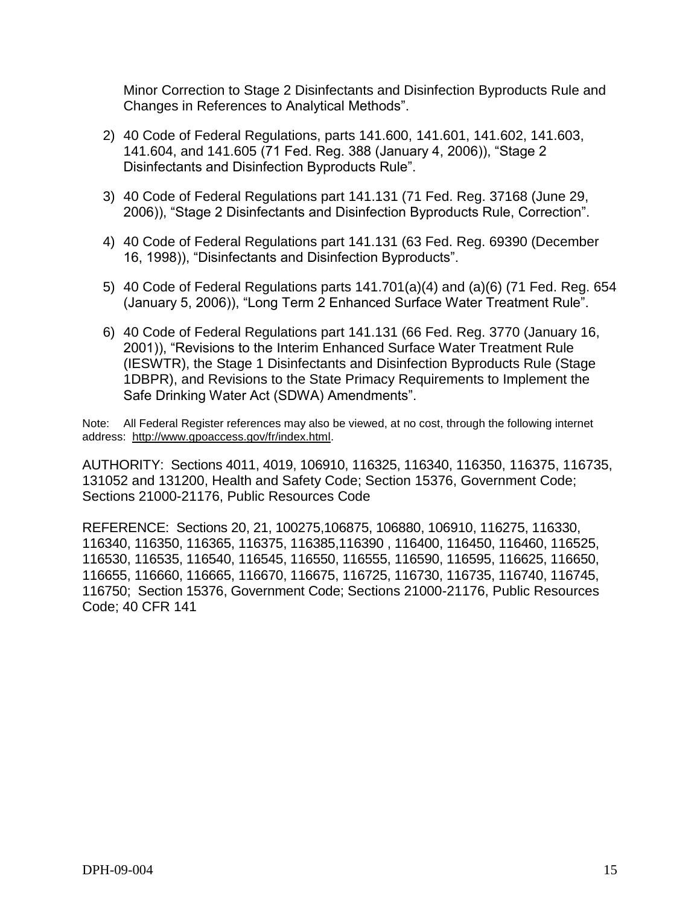Minor Correction to Stage 2 Disinfectants and Disinfection Byproducts Rule and Changes in References to Analytical Methods".

2) 40 Code of Federal Regulations, parts 141.600, 141.601, 141.602, 141.603, 141.604, and 141.605 (71 Fed. Reg. 388 (January 4, 2006)), "Stage 2 Disinfectants and Disinfection Byproducts Rule".

3) 40 Code of Federal Regulations part 141.131 (71 Fed. Reg. 37168 (June 29, 2006)), "Stage 2 Disinfectants and Disinfection Byproducts Rule, Correction".

4) 40 Code of Federal Regulations part 141.131 (63 Fed. Reg. 69390 (December 16, 1998)), "Disinfectants and Disinfection Byproducts".

5) 40 Code of Federal Regulations parts 141.701(a)(4) and (a)(6) (71 Fed. Reg. 654 (January 5, 2006)), "Long Term 2 Enhanced Surface Water Treatment Rule".

6) 40 Code of Federal Regulations part 141.131 (66 Fed. Reg. 3770 (January 16, 2001)), "Revisions to the Interim Enhanced Surface Water Treatment Rule (IESWTR), the Stage 1 Disinfectants and Disinfection Byproducts Rule (Stage 1DBPR), and Revisions to the State Primacy Requirements to Implement the Safe Drinking Water Act (SDWA) Amendments".

Note: All Federal Register references may also be viewed, at no cost, through the following internet address: http://www.gpoaccess.gov/fr/index.html.

AUTHORITY: Sections 4011, 4019, 106910, 116325, 116340, 116350, 116375, 116735, 131052 and 131200, Health and Safety Code; Section 15376, Government Code; Sections 21000-21176, Public Resources Code

REFERENCE: Sections 20, 21, 100275,106875, 106880, 106910, 116275, 116330, 116340, 116350, 116365, 116375, 116385,116390 , 116400, 116450, 116460, 116525, 116530, 116535, 116540, 116545, 116550, 116555, 116590, 116595, 116625, 116650, 116655, 116660, 116665, 116670, 116675, 116725, 116730, 116735, 116740, 116745, 116750; Section 15376, Government Code; Sections 21000-21176, Public Resources Code; 40 CFR 141